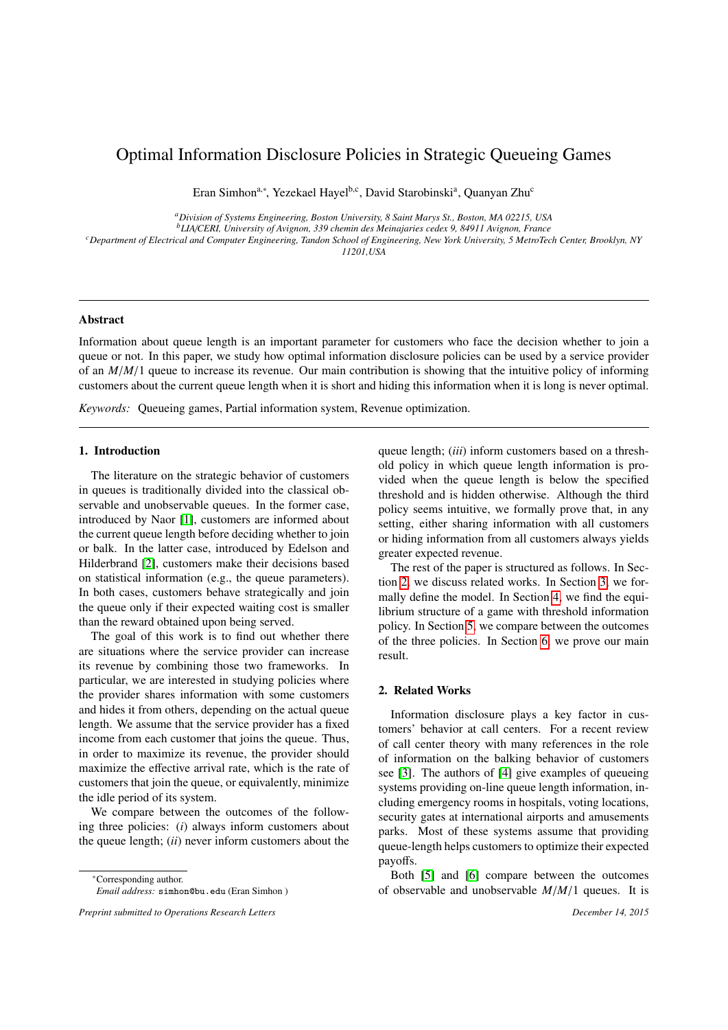# Optimal Information Disclosure Policies in Strategic Queueing Games

Eran Simhon[a,*], Yezekael Hayel[b,c], David Starobinski[a], Quanyan Zhu[c]

[a] *Division of Systems Engineering, Boston University, 8 Saint Marys St., Boston, MA 02215, USA*
[b] *LIA/CERI, University of Avignon, 339 chemin des Meinajaries cedex 9, 84911 Avignon, France*
[c] *Department of Electrical and Computer Engineering, Tandon School of Engineering, New York University, 5 MetroTech Center, Brooklyn, NY 11201,USA*

---

### Abstract

Information about queue length is an important parameter for customers who face the decision whether to join a queue or not. In this paper, we study how optimal information disclosure policies can be used by a service provider of an $M/M/1$ queue to increase its revenue. Our main contribution is showing that the intuitive policy of informing customers about the current queue length when it is short and hiding this information when it is long is never optimal.

*Keywords:* Queueing games, Partial information system, Revenue optimization.

---

## 1. Introduction

The literature on the strategic behavior of customers in queues is traditionally divided into the classical observable and unobservable queues. In the former case, introduced by Naor [1], customers are informed about the current queue length before deciding whether to join or balk. In the latter case, introduced by Edelson and Hilderbrand [2], customers make their decisions based on statistical information (e.g., the queue parameters). In both cases, customers behave strategically and join the queue only if their expected waiting cost is smaller than the reward obtained upon being served.

The goal of this work is to find out whether there are situations where the service provider can increase its revenue by combining those two frameworks. In particular, we are interested in studying policies where the provider shares information with some customers and hides it from others, depending on the actual queue length. We assume that the service provider has a fixed income from each customer that joins the queue. Thus, in order to maximize its revenue, the provider should maximize the effective arrival rate, which is the rate of customers that join the queue, or equivalently, minimize the idle period of its system.

We compare between the outcomes of the following three policies: (*i*) always inform customers about the queue length; (*ii*) never inform customers about the queue length; (*iii*) inform customers based on a threshold policy in which queue length information is provided when the queue length is below the specified threshold and is hidden otherwise. Although the third policy seems intuitive, we formally prove that, in any setting, either sharing information with all customers or hiding information from all customers always yields greater expected revenue.

The rest of the paper is structured as follows. In Section 2, we discuss related works. In Section 3, we formally define the model. In Section 4, we find the equilibrium structure of a game with threshold information policy. In Section 5, we compare between the outcomes of the three policies. In Section 6, we prove our main result.

## 2. Related Works

Information disclosure plays a key factor in customers' behavior at call centers. For a recent review of call center theory with many references in the role of information on the balking behavior of customers see [3]. The authors of [4] give examples of queueing systems providing on-line queue length information, including emergency rooms in hospitals, voting locations, security gates at international airports and amusements parks. Most of these systems assume that providing queue-length helps customers to optimize their expected payoffs.

Both [5] and [6] compare between the outcomes of observable and unobservable $M/M/1$ queues. It is

---

*Corresponding author.
*Email address:* simhon@bu.edu (Eran Simhon )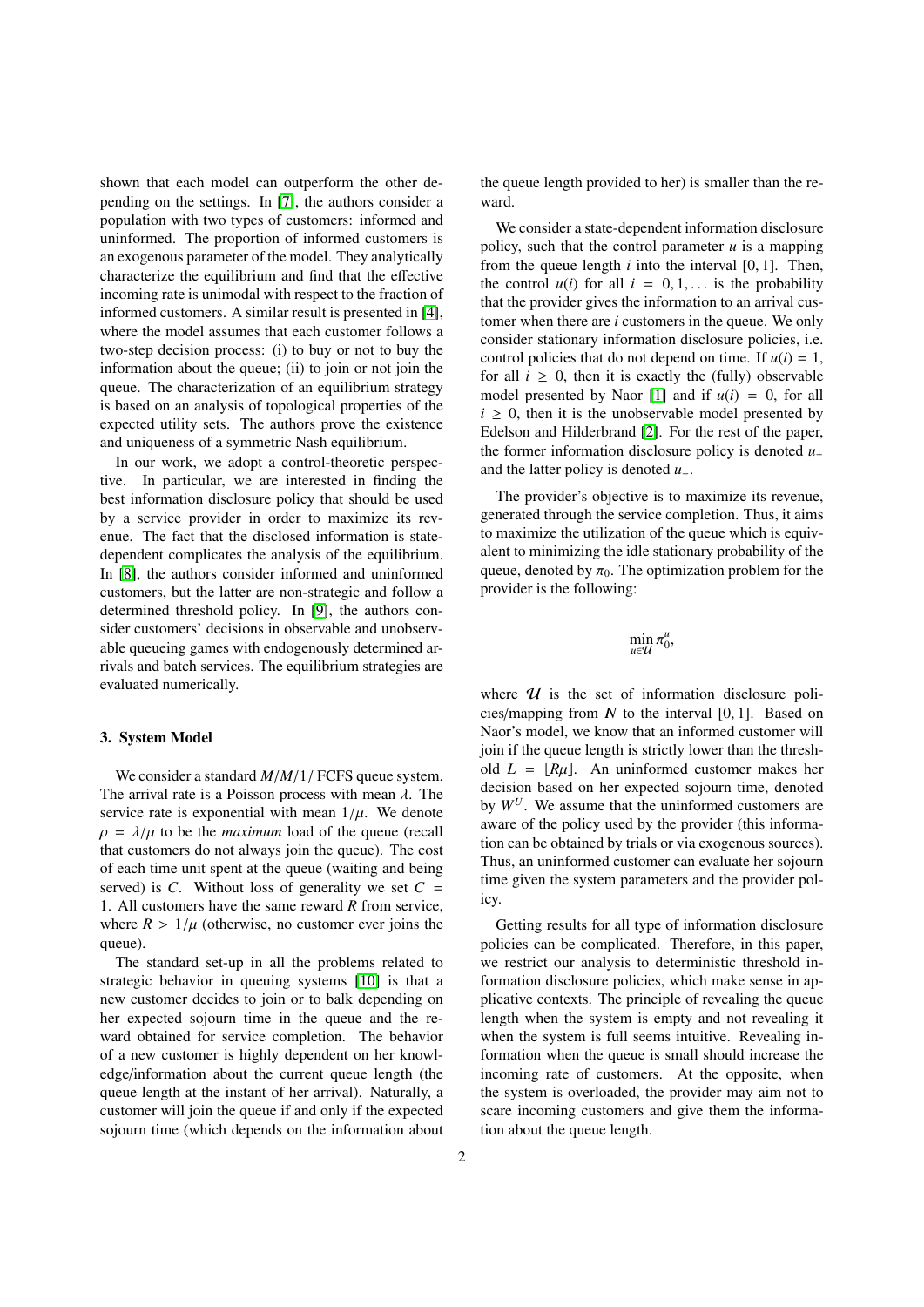shown that each model can outperform the other depending on the settings. In [7], the authors consider a population with two types of customers: informed and uninformed. The proportion of informed customers is an exogenous parameter of the model. They analytically characterize the equilibrium and find that the effective incoming rate is unimodal with respect to the fraction of informed customers. A similar result is presented in [4], where the model assumes that each customer follows a two-step decision process: (i) to buy or not to buy the information about the queue; (ii) to join or not join the queue. The characterization of an equilibrium strategy is based on an analysis of topological properties of the expected utility sets. The authors prove the existence and uniqueness of a symmetric Nash equilibrium.

In our work, we adopt a control-theoretic perspective. In particular, we are interested in finding the best information disclosure policy that should be used by a service provider in order to maximize its revenue. The fact that the disclosed information is state-dependent complicates the analysis of the equilibrium. In [8], the authors consider informed and uninformed customers, but the latter are non-strategic and follow a determined threshold policy. In [9], the authors consider customers' decisions in observable and unobservable queueing games with endogenously determined arrivals and batch services. The equilibrium strategies are evaluated numerically.

## 3. System Model

We consider a standard $M/M/1/$ FCFS queue system. The arrival rate is a Poisson process with mean $\lambda$. The service rate is exponential with mean $1/\mu$. We denote $\rho = \lambda/\mu$ to be the *maximum* load of the queue (recall that customers do not always join the queue). The cost of each time unit spent at the queue (waiting and being served) is $C$. Without loss of generality we set $C = 1$. All customers have the same reward $R$ from service, where $R > 1/\mu$ (otherwise, no customer ever joins the queue).

The standard set-up in all the problems related to strategic behavior in queuing systems [10] is that a new customer decides to join or to balk depending on her expected sojourn time in the queue and the reward obtained for service completion. The behavior of a new customer is highly dependent on her knowledge/information about the current queue length (the queue length at the instant of her arrival). Naturally, a customer will join the queue if and only if the expected sojourn time (which depends on the information about the queue length provided to her) is smaller than the reward.

We consider a state-dependent information disclosure policy, such that the control parameter $u$ is a mapping from the queue length $i$ into the interval $[0, 1]$. Then, the control $u(i)$ for all $i = 0, 1, \dots$ is the probability that the provider gives the information to an arrival customer when there are $i$ customers in the queue. We only consider stationary information disclosure policies, i.e. control policies that do not depend on time. If $u(i) = 1$, for all $i \geq 0$, then it is exactly the (fully) observable model presented by Naor [1] and if $u(i) = 0$, for all $i \geq 0$, then it is the unobservable model presented by Edelson and Hilderbrand [2]. For the rest of the paper, the former information disclosure policy is denoted $u_+$ and the latter policy is denoted $u_-$.

The provider's objective is to maximize its revenue, generated through the service completion. Thus, it aims to maximize the utilization of the queue which is equivalent to minimizing the idle stationary probability of the queue, denoted by $\pi_0$. The optimization problem for the provider is the following:

$$\min_{u \in \mathcal{U}} \pi_0^u,$$

where $\mathcal{U}$ is the set of information disclosure policies/mapping from $\boldsymbol{N}$ to the interval $[0, 1]$. Based on Naor's model, we know that an informed customer will join if the queue length is strictly lower than the threshold $L = \lfloor R\mu \rfloor$. An uninformed customer makes her decision based on her expected sojourn time, denoted by $W^U$. We assume that the uninformed customers are aware of the policy used by the provider (this information can be obtained by trials or via exogenous sources). Thus, an uninformed customer can evaluate her sojourn time given the system parameters and the provider policy.

Getting results for all type of information disclosure policies can be complicated. Therefore, in this paper, we restrict our analysis to deterministic threshold information disclosure policies, which make sense in applicative contexts. The principle of revealing the queue length when the system is empty and not revealing it when the system is full seems intuitive. Revealing information when the queue is small should increase the incoming rate of customers. At the opposite, when the system is overloaded, the provider may aim not to scare incoming customers and give them the information about the queue length.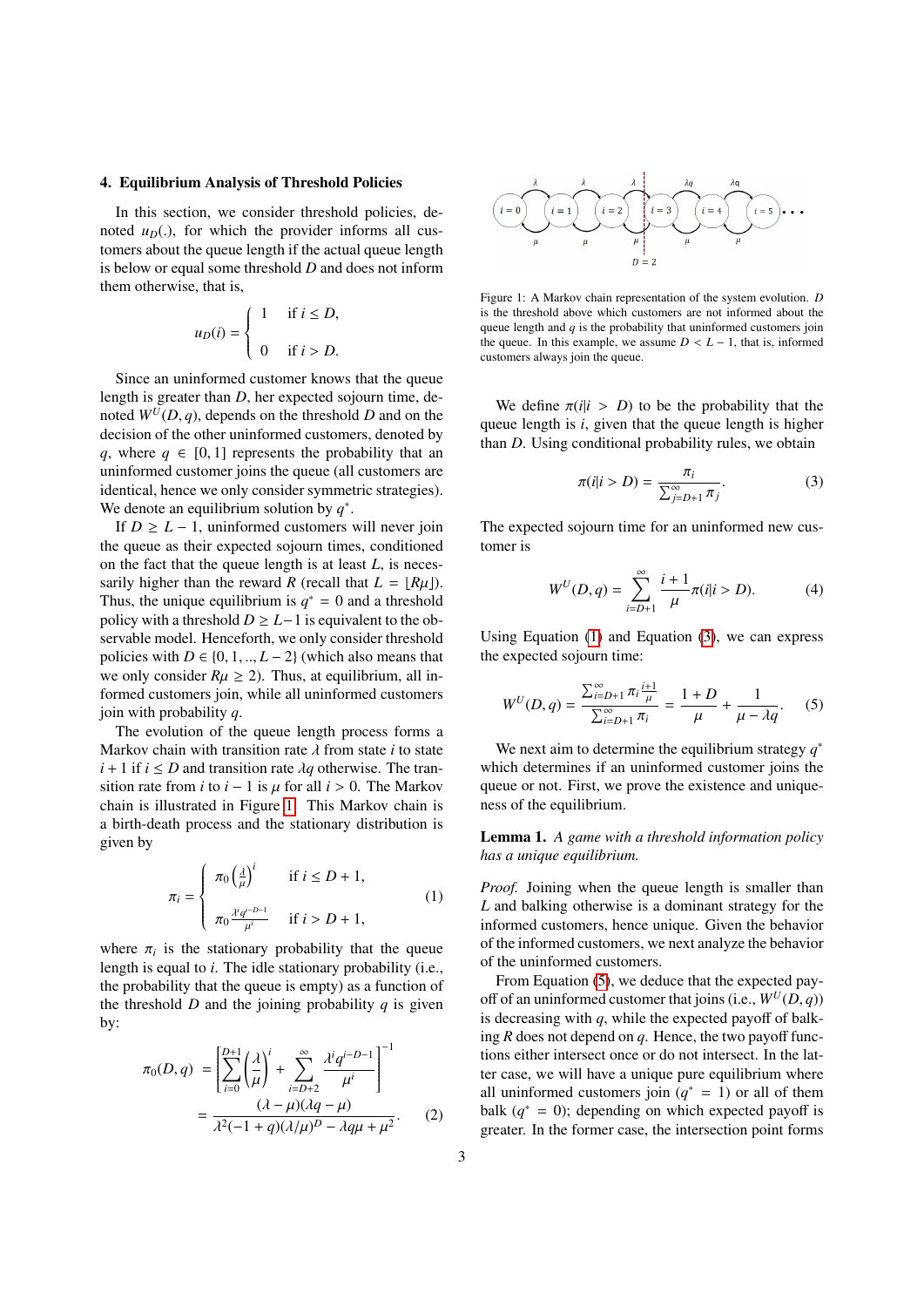## 4. Equilibrium Analysis of Threshold Policies

In this section, we consider threshold policies, denoted $u_D(.)$, for which the provider informs all customers about the queue length if the actual queue length is below or equal some threshold $D$ and does not inform them otherwise, that is,

$$u_D(i) = \begin{cases} 1 & \text{if } i \leq D, \\ 0 & \text{if } i > D. \end{cases}$$

Since an uninformed customer knows that the queue length is greater than $D$, her expected sojourn time, denoted $W^U(D,q)$, depends on the threshold $D$ and on the decision of the other uninformed customers, denoted by $q$, where $q \in [0,1]$ represents the probability that an uninformed customer joins the queue (all customers are identical, hence we only consider symmetric strategies). We denote an equilibrium solution by $q^*$.

If $D \geq L-1$, uninformed customers will never join the queue as their expected sojourn times, conditioned on the fact that the queue length is at least $L$, is necessarily higher than the reward $R$ (recall that $L = \lfloor R\mu \rfloor$). Thus, the unique equilibrium is $q^* = 0$ and a threshold policy with a threshold $D \geq L-1$ is equivalent to the observable model. Henceforth, we only consider threshold policies with $D \in \{0, 1, .., L-2\}$ (which also means that we only consider $R\mu \geq 2$). Thus, at equilibrium, all informed customers join, while all uninformed customers join with probability $q$.

The evolution of the queue length process forms a Markov chain with transition rate $\lambda$ from state $i$ to state $i+1$ if $i \leq D$ and transition rate $\lambda q$ otherwise. The transition rate from $i$ to $i-1$ is $\mu$ for all $i > 0$. The Markov chain is illustrated in Figure 1. This Markov chain is a birth-death process and the stationary distribution is given by

$$\pi_i = \begin{cases} \pi_0 \left(\frac{\lambda}{\mu}\right)^i & \text{if } i \leq D+1, \\ \pi_0 \frac{\lambda^i q^{i-D-1}}{\mu^i} & \text{if } i > D+1, \end{cases} \tag{1}$$

where $\pi_i$ is the stationary probability that the queue length is equal to $i$. The idle stationary probability (i.e., the probability that the queue is empty) as a function of the threshold $D$ and the joining probability $q$ is given by:

$$\begin{aligned} \pi_0(D,q) &= \left[\sum_{i=0}^{D+1} \left(\frac{\lambda}{\mu}\right)^i + \sum_{i=D+2}^{\infty} \frac{\lambda^i q^{i-D-1}}{\mu^i}\right]^{-1} \\ &= \frac{(\lambda-\mu)(\lambda q - \mu)}{\lambda^2(-1+q)(\lambda/\mu)^D - \lambda q \mu + \mu^2}. \end{aligned} \tag{2}$$

Figure 1: A Markov chain representation of the system evolution. $D$ is the threshold above which customers are not informed about the queue length and $q$ is the probability that uninformed customers join the queue. In this example, we assume $D < L-1$, that is, informed customers always join the queue.

We define $\pi(i|i > D)$ to be the probability that the queue length is $i$, given that the queue length is higher than $D$. Using conditional probability rules, we obtain

$$\pi(i|i > D) = \frac{\pi_i}{\sum_{j=D+1}^{\infty} \pi_j}. \tag{3}$$

The expected sojourn time for an uninformed new customer is

$$W^U(D,q) = \sum_{i=D+1}^{\infty} \frac{i+1}{\mu} \pi(i|i > D). \tag{4}$$

Using Equation (1) and Equation (3), we can express the expected sojourn time:

$$W^U(D,q) = \frac{\sum_{i=D+1}^{\infty} \pi_i \frac{i+1}{\mu}}{\sum_{i=D+1}^{\infty} \pi_i} = \frac{1+D}{\mu} + \frac{1}{\mu - \lambda q}. \tag{5}$$

We next aim to determine the equilibrium strategy $q^*$ which determines if an uninformed customer joins the queue or not. First, we prove the existence and uniqueness of the equilibrium.

**Lemma 1.** *A game with a threshold information policy has a unique equilibrium.*

*Proof.* Joining when the queue length is smaller than $L$ and balking otherwise is a dominant strategy for the informed customers, hence unique. Given the behavior of the informed customers, we next analyze the behavior of the uninformed customers.

From Equation (5), we deduce that the expected payoff of an uninformed customer that joins (i.e., $W^U(D,q)$) is decreasing with $q$, while the expected payoff of balking $R$ does not depend on $q$. Hence, the two payoff functions either intersect once or do not intersect. In the latter case, we will have a unique pure equilibrium where all uninformed customers join ($q^* = 1$) or all of them balk ($q^* = 0$); depending on which expected payoff is greater. In the former case, the intersection point forms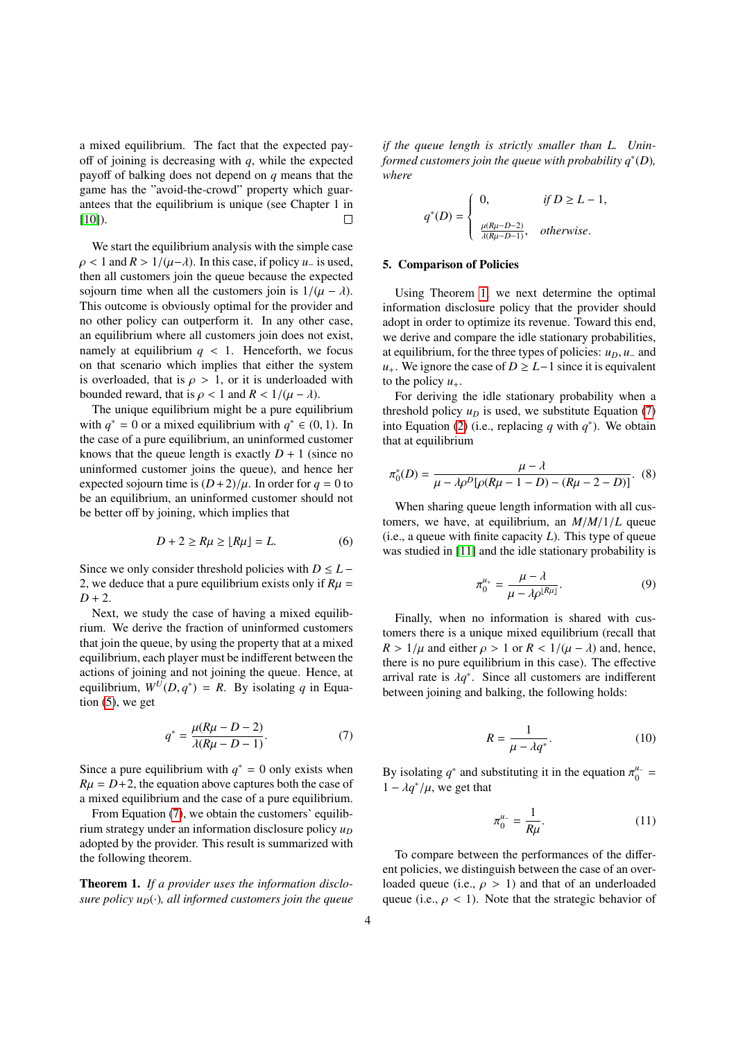a mixed equilibrium. The fact that the expected payoff of joining is decreasing with $q$, while the expected payoff of balking does not depend on $q$ means that the game has the "avoid-the-crowd" property which guarantees that the equilibrium is unique (see Chapter 1 in [10]). □

We start the equilibrium analysis with the simple case $\rho < 1$ and $R > 1/(\mu - \lambda)$. In this case, if policy $u_-$ is used, then all customers join the queue because the expected sojourn time when all the customers join is $1/(\mu - \lambda)$. This outcome is obviously optimal for the provider and no other policy can outperform it. In any other case, an equilibrium where all customers join does not exist, namely at equilibrium $q < 1$. Henceforth, we focus on that scenario which implies that either the system is overloaded, that is $\rho > 1$, or it is underloaded with bounded reward, that is $\rho < 1$ and $R < 1/(\mu - \lambda)$.

The unique equilibrium might be a pure equilibrium with $q^* = 0$ or a mixed equilibrium with $q^* \in (0, 1)$. In the case of a pure equilibrium, an uninformed customer knows that the queue length is exactly $D + 1$ (since no uninformed customer joins the queue), and hence her expected sojourn time is $(D+2)/\mu$. In order for $q = 0$ to be an equilibrium, an uninformed customer should not be better off by joining, which implies that

$$D + 2 \geq R\mu \geq \lfloor R\mu \rfloor = L. \tag{6}$$

Since we only consider threshold policies with $D \leq L - 2$, we deduce that a pure equilibrium exists only if $R\mu = D + 2$.

Next, we study the case of having a mixed equilibrium. We derive the fraction of uninformed customers that join the queue, by using the property that at a mixed equilibrium, each player must be indifferent between the actions of joining and not joining the queue. Hence, at equilibrium, $W^U(D, q^*) = R$. By isolating $q$ in Equation (5), we get

$$q^* = \frac{\mu(R\mu - D - 2)}{\lambda(R\mu - D - 1)}. \tag{7}$$

Since a pure equilibrium with $q^* = 0$ only exists when $R\mu = D+2$, the equation above captures both the case of a mixed equilibrium and the case of a pure equilibrium.

From Equation (7), we obtain the customers' equilibrium strategy under an information disclosure policy $u_D$ adopted by the provider. This result is summarized with the following theorem.

**Theorem 1.** *If a provider uses the information disclosure policy $u_D(\cdot)$, all informed customers join the queue if the queue length is strictly smaller than L. Uninformed customers join the queue with probability $q^*(D)$, where*

$$q^*(D) = \begin{cases} 0, & \text{if } D \geq L - 1, \\ \frac{\mu(R\mu - D - 2)}{\lambda(R\mu - D - 1)}, & \text{otherwise}. \end{cases}$$

## 5. Comparison of Policies

Using Theorem 1, we next determine the optimal information disclosure policy that the provider should adopt in order to optimize its revenue. Toward this end, we derive and compare the idle stationary probabilities, at equilibrium, for the three types of policies: $u_D, u_-$ and $u_+$. We ignore the case of $D \geq L-1$ since it is equivalent to the policy $u_+$.

For deriving the idle stationary probability when a threshold policy $u_D$ is used, we substitute Equation (7) into Equation (2) (i.e., replacing $q$ with $q^*$). We obtain that at equilibrium

$$\pi_0^*(D) = \frac{\mu - \lambda}{\mu - \lambda\rho^D[\rho(R\mu - 1 - D) - (R\mu - 2 - D)]}. \tag{8}$$

When sharing queue length information with all customers, we have, at equilibrium, an $M/M/1/L$ queue (i.e., a queue with finite capacity $L$). This type of queue was studied in [11] and the idle stationary probability is

$$\pi_0^{u_+} = \frac{\mu - \lambda}{\mu - \lambda\rho^{\lfloor R\mu \rfloor}}. \tag{9}$$

Finally, when no information is shared with customers there is a unique mixed equilibrium (recall that $R > 1/\mu$ and either $\rho > 1$ or $R < 1/(\mu - \lambda)$ and, hence, there is no pure equilibrium in this case). The effective arrival rate is $\lambda q^*$. Since all customers are indifferent between joining and balking, the following holds:

$$R = \frac{1}{\mu - \lambda q^*}. \tag{10}$$

By isolating $q^*$ and substituting it in the equation $\pi_0^{u_-} = 1 - \lambda q^*/\mu$, we get that

$$\pi_0^{u_-} = \frac{1}{R\mu}. \tag{11}$$

To compare between the performances of the different policies, we distinguish between the case of an overloaded queue (i.e., $\rho > 1$) and that of an underloaded queue (i.e., $\rho < 1$). Note that the strategic behavior of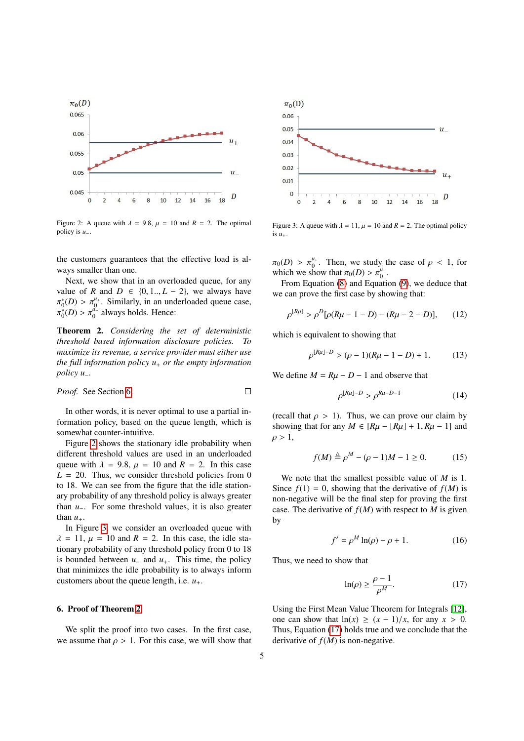Figure 2: A queue with $\lambda = 9.8$, $\mu = 10$ and $R = 2$. The optimal policy is $u_-$.

Figure 3: A queue with $\lambda = 11$, $\mu = 10$ and $R = 2$. The optimal policy is $u_+$.

the customers guarantees that the effective load is always smaller than one.

Next, we show that in an overloaded queue, for any value of $R$ and $D \in \{0, 1.., L-2\}$, we always have $\pi_0^*(D) > \pi_0^{u_+}$. Similarly, in an underloaded queue case, $\pi_0^*(D) > \pi_0^{u_-}$ always holds. Hence:

**Theorem 2.** *Considering the set of deterministic threshold based information disclosure policies. To maximize its revenue, a service provider must either use the full information policy $u_+$ or the empty information policy $u_-$.*

*Proof.* See Section 6. □

In other words, it is never optimal to use a partial information policy, based on the queue length, which is somewhat counter-intuitive.

Figure 2 shows the stationary idle probability when different threshold values are used in an underloaded queue with $\lambda = 9.8$, $\mu = 10$ and $R = 2$. In this case $L = 20$. Thus, we consider threshold policies from 0 to 18. We can see from the figure that the idle stationary probability of any threshold policy is always greater than $u_-$. For some threshold values, it is also greater than $u_+$.

In Figure 3, we consider an overloaded queue with $\lambda = 11$, $\mu = 10$ and $R = 2$. In this case, the idle stationary probability of any threshold policy from 0 to 18 is bounded between $u_-$ and $u_+$. This time, the policy that minimizes the idle probability is to always inform customers about the queue length, i.e. $u_+$.

## 6. Proof of Theorem 2

We split the proof into two cases. In the first case, we assume that $\rho > 1$. For this case, we will show that $\pi_0(D) > \pi_0^{u_+}$. Then, we study the case of $\rho < 1$, for which we show that $\pi_0(D) > \pi_0^{u_-}$.

From Equation (8) and Equation (9), we deduce that we can prove the first case by showing that:

$$\rho^{\lfloor R\mu \rfloor} > \rho^D[\rho(R\mu - 1 - D) - (R\mu - 2 - D)], \tag{12}$$

which is equivalent to showing that

$$\rho^{\lfloor R\mu \rfloor - D} > (\rho - 1)(R\mu - 1 - D) + 1. \tag{13}$$

We define $M = R\mu - D - 1$ and observe that

$$\rho^{\lfloor R\mu \rfloor - D} > \rho^{R\mu - D - 1} \tag{14}$$

(recall that $\rho > 1$). Thus, we can prove our claim by showing that for any $M \in [R\mu - \lfloor R\mu \rfloor + 1, R\mu - 1]$ and $\rho > 1$,

$$f(M) \triangleq \rho^M - (\rho - 1)M - 1 \geq 0. \tag{15}$$

We note that the smallest possible value of $M$ is 1. Since $f(1) = 0$, showing that the derivative of $f(M)$ is non-negative will be the final step for proving the first case. The derivative of $f(M)$ with respect to $M$ is given by

$$f' = \rho^M \ln(\rho) - \rho + 1. \tag{16}$$

Thus, we need to show that

$$\ln(\rho) \geq \frac{\rho - 1}{\rho^M}. \tag{17}$$

Using the First Mean Value Theorem for Integrals [12], one can show that $\ln(x) \geq (x-1)/x$, for any $x > 0$. Thus, Equation (17) holds true and we conclude that the derivative of $f(M)$ is non-negative.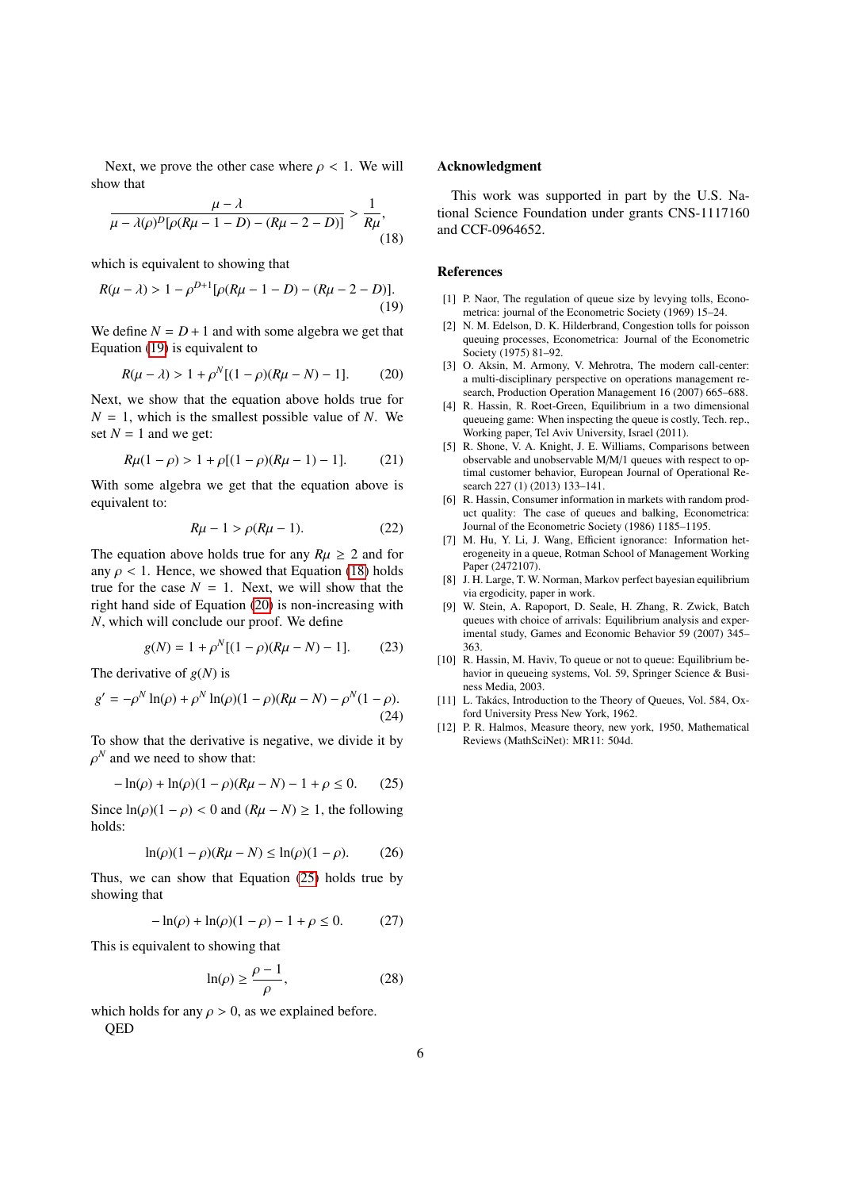Next, we prove the other case where $\rho < 1$. We will show that

$$\frac{\mu - \lambda}{\mu - \lambda(\rho)^D[\rho(R\mu - 1 - D) - (R\mu - 2 - D)]} > \frac{1}{R\mu}, \tag{18}$$

which is equivalent to showing that

$$R(\mu - \lambda) > 1 - \rho^{D+1}[\rho(R\mu - 1 - D) - (R\mu - 2 - D)]. \tag{19}$$

We define $N = D + 1$ and with some algebra we get that Equation (19) is equivalent to

$$R(\mu - \lambda) > 1 + \rho^N[(1 - \rho)(R\mu - N) - 1]. \tag{20}$$

Next, we show that the equation above holds true for $N = 1$, which is the smallest possible value of $N$. We set $N = 1$ and we get:

$$R\mu(1 - \rho) > 1 + \rho[(1 - \rho)(R\mu - 1) - 1]. \tag{21}$$

With some algebra we get that the equation above is equivalent to:

$$R\mu - 1 > \rho(R\mu - 1). \tag{22}$$

The equation above holds true for any $R\mu \geq 2$ and for any $\rho < 1$. Hence, we showed that Equation (18) holds true for the case $N = 1$. Next, we will show that the right hand side of Equation (20) is non-increasing with $N$, which will conclude our proof. We define

$$g(N) = 1 + \rho^N[(1 - \rho)(R\mu - N) - 1]. \tag{23}$$

The derivative of $g(N)$ is

$$g' = -\rho^N \ln(\rho) + \rho^N \ln(\rho)(1 - \rho)(R\mu - N) - \rho^N(1 - \rho). \tag{24}$$

To show that the derivative is negative, we divide it by $\rho^N$ and we need to show that:

$$-\ln(\rho) + \ln(\rho)(1 - \rho)(R\mu - N) - 1 + \rho \leq 0. \tag{25}$$

Since $\ln(\rho)(1 - \rho) < 0$ and $(R\mu - N) \geq 1$, the following holds:

$$\ln(\rho)(1 - \rho)(R\mu - N) \leq \ln(\rho)(1 - \rho). \tag{26}$$

Thus, we can show that Equation (25) holds true by showing that

$$-\ln(\rho) + \ln(\rho)(1 - \rho) - 1 + \rho \leq 0. \tag{27}$$

This is equivalent to showing that

$$\ln(\rho) \geq \frac{\rho - 1}{\rho}, \tag{28}$$

which holds for any $\rho > 0$, as we explained before.

QED

## Acknowledgment

This work was supported in part by the U.S. National Science Foundation under grants CNS-1117160 and CCF-0964652.

## References

[1] P. Naor, The regulation of queue size by levying tolls, Econometrica: journal of the Econometric Society (1969) 15–24.

[2] N. M. Edelson, D. K. Hilderbrand, Congestion tolls for poisson queuing processes, Econometrica: Journal of the Econometric Society (1975) 81–92.

[3] O. Aksin, M. Armony, V. Mehrotra, The modern call-center: a multi-disciplinary perspective on operations management research, Production Operation Management 16 (2007) 665–688.

[4] R. Hassin, R. Roet-Green, Equilibrium in a two dimensional queueing game: When inspecting the queue is costly, Tech. rep., Working paper, Tel Aviv University, Israel (2011).

[5] R. Shone, V. A. Knight, J. E. Williams, Comparisons between observable and unobservable M/M/1 queues with respect to optimal customer behavior, European Journal of Operational Research 227 (1) (2013) 133–141.

[6] R. Hassin, Consumer information in markets with random product quality: The case of queues and balking, Econometrica: Journal of the Econometric Society (1986) 1185–1195.

[7] M. Hu, Y. Li, J. Wang, Efficient ignorance: Information heterogeneity in a queue, Rotman School of Management Working Paper (2472107).

[8] J. H. Large, T. W. Norman, Markov perfect bayesian equilibrium via ergodicity, paper in work.

[9] W. Stein, A. Rapoport, D. Seale, H. Zhang, R. Zwick, Batch queues with choice of arrivals: Equilibrium analysis and experimental study, Games and Economic Behavior 59 (2007) 345–363.

[10] R. Hassin, M. Haviv, To queue or not to queue: Equilibrium behavior in queueing systems, Vol. 59, Springer Science & Business Media, 2003.

[11] L. Takács, Introduction to the Theory of Queues, Vol. 584, Oxford University Press New York, 1962.

[12] P. R. Halmos, Measure theory, new york, 1950, Mathematical Reviews (MathSciNet): MR11: 504d.